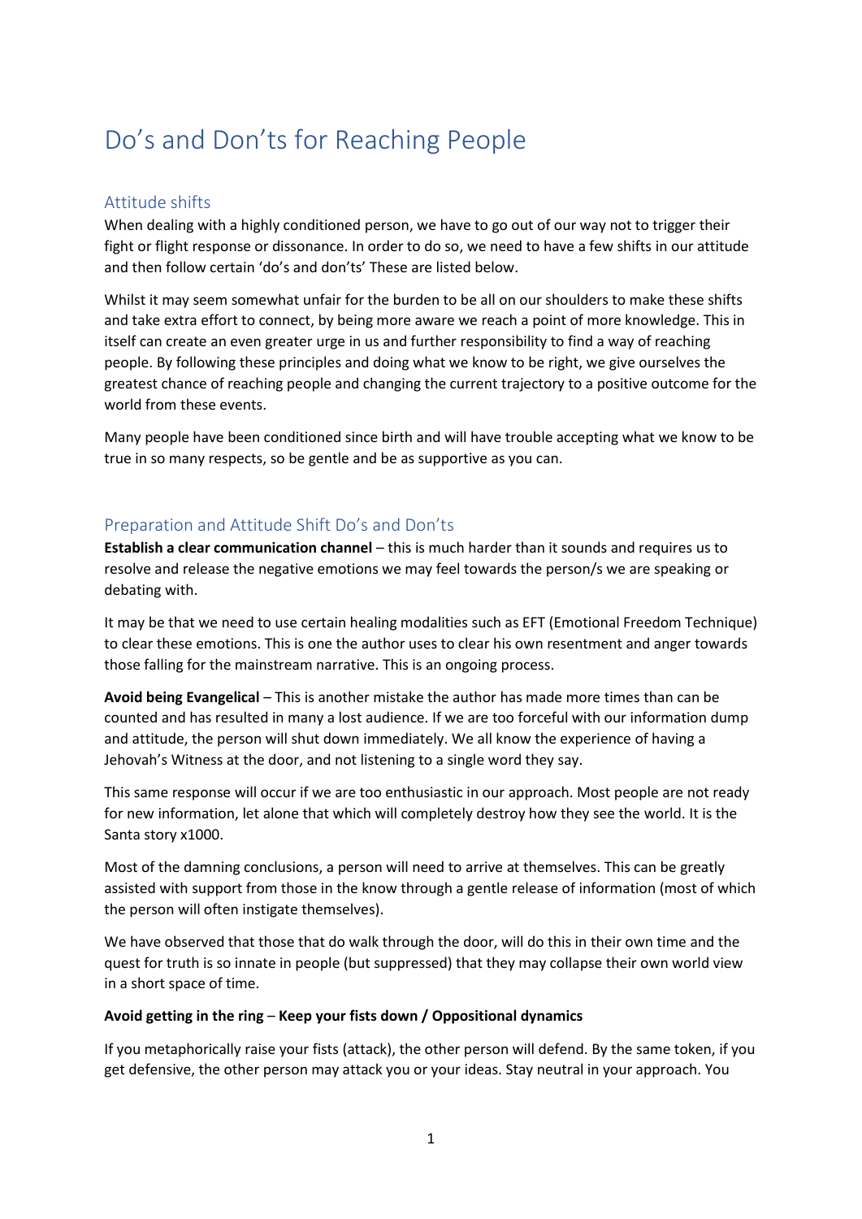# Do's and Don'ts for Reaching People

## Attitude shifts

When dealing with a highly conditioned person, we have to go out of our way not to trigger their fight or flight response or dissonance. In order to do so, we need to have a few shifts in our attitude and then follow certain 'do's and don'ts' These are listed below.

Whilst it may seem somewhat unfair for the burden to be all on our shoulders to make these shifts and take extra effort to connect, by being more aware we reach a point of more knowledge. This in itself can create an even greater urge in us and further responsibility to find a way of reaching people. By following these principles and doing what we know to be right, we give ourselves the greatest chance of reaching people and changing the current trajectory to a positive outcome for the world from these events.

Many people have been conditioned since birth and will have trouble accepting what we know to be true in so many respects, so be gentle and be as supportive as you can.

## Preparation and Attitude Shift Do's and Don'ts

**Establish a clear communication channel** – this is much harder than it sounds and requires us to resolve and release the negative emotions we may feel towards the person/s we are speaking or debating with.

It may be that we need to use certain healing modalities such as EFT (Emotional Freedom Technique) to clear these emotions. This is one the author uses to clear his own resentment and anger towards those falling for the mainstream narrative. This is an ongoing process.

**Avoid being Evangelical** – This is another mistake the author has made more times than can be counted and has resulted in many a lost audience. If we are too forceful with our information dump and attitude, the person will shut down immediately. We all know the experience of having a Jehovah's Witness at the door, and not listening to a single word they say.

This same response will occur if we are too enthusiastic in our approach. Most people are not ready for new information, let alone that which will completely destroy how they see the world. It is the Santa story x1000.

Most of the damning conclusions, a person will need to arrive at themselves. This can be greatly assisted with support from those in the know through a gentle release of information (most of which the person will often instigate themselves).

We have observed that those that do walk through the door, will do this in their own time and the quest for truth is so innate in people (but suppressed) that they may collapse their own world view in a short space of time.

**Avoid getting in the ring** – **Keep your fists down / Oppositional dynamics**

If you metaphorically raise your fists (attack), the other person will defend. By the same token, if you get defensive, the other person may attack you or your ideas. Stay neutral in your approach. You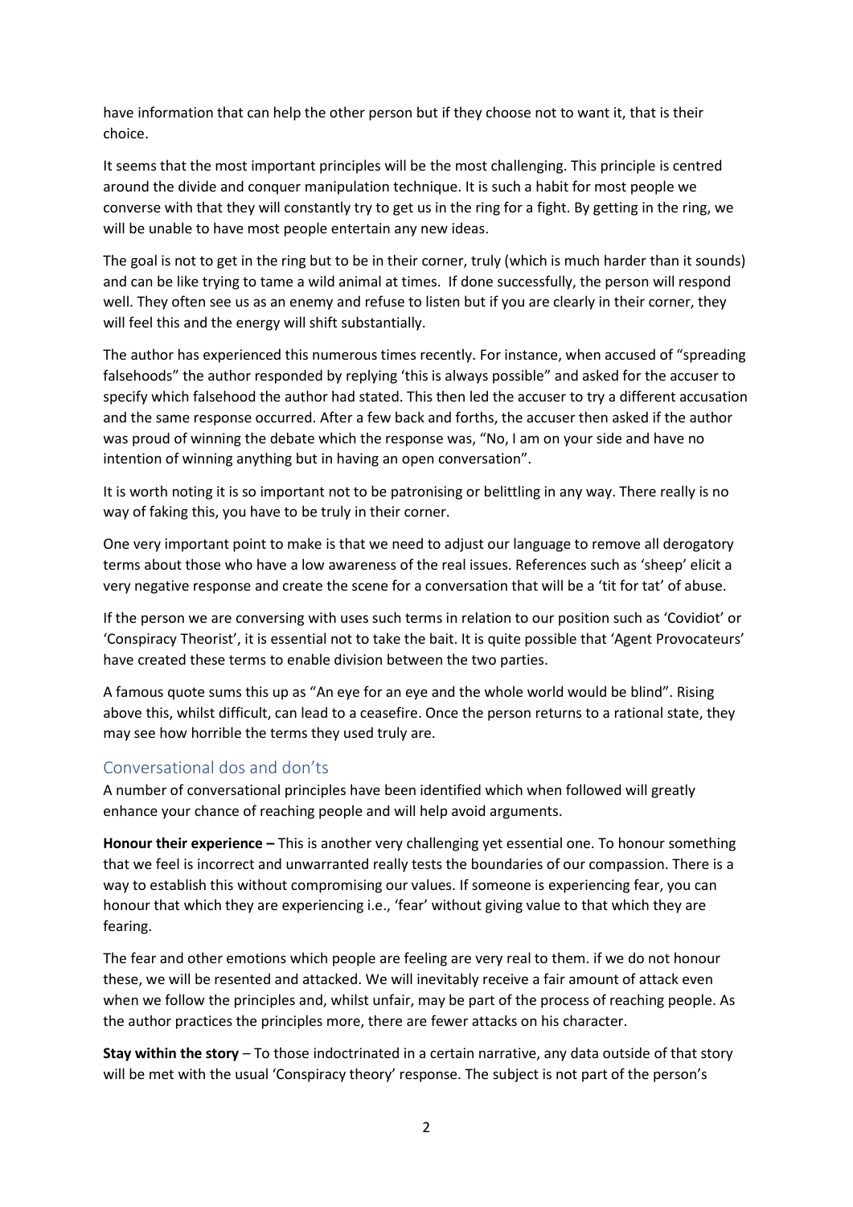have information that can help the other person but if they choose not to want it, that is their choice.

It seems that the most important principles will be the most challenging. This principle is centred around the divide and conquer manipulation technique. It is such a habit for most people we converse with that they will constantly try to get us in the ring for a fight. By getting in the ring, we will be unable to have most people entertain any new ideas.

The goal is not to get in the ring but to be in their corner, truly (which is much harder than it sounds) and can be like trying to tame a wild animal at times. If done successfully, the person will respond well. They often see us as an enemy and refuse to listen but if you are clearly in their corner, they will feel this and the energy will shift substantially.

The author has experienced this numerous times recently. For instance, when accused of "spreading falsehoods" the author responded by replying 'this is always possible" and asked for the accuser to specify which falsehood the author had stated. This then led the accuser to try a different accusation and the same response occurred. After a few back and forths, the accuser then asked if the author was proud of winning the debate which the response was, "No, I am on your side and have no intention of winning anything but in having an open conversation".

It is worth noting it is so important not to be patronising or belittling in any way. There really is no way of faking this, you have to be truly in their corner.

One very important point to make is that we need to adjust our language to remove all derogatory terms about those who have a low awareness of the real issues. References such as 'sheep' elicit a very negative response and create the scene for a conversation that will be a 'tit for tat' of abuse.

If the person we are conversing with uses such terms in relation to our position such as 'Covidiot' or 'Conspiracy Theorist', it is essential not to take the bait. It is quite possible that 'Agent Provocateurs' have created these terms to enable division between the two parties.

A famous quote sums this up as "An eye for an eye and the whole world would be blind". Rising above this, whilst difficult, can lead to a ceasefire. Once the person returns to a rational state, they may see how horrible the terms they used truly are.

## Conversational dos and don'ts

A number of conversational principles have been identified which when followed will greatly enhance your chance of reaching people and will help avoid arguments.

**Honour their experience –** This is another very challenging yet essential one. To honour something that we feel is incorrect and unwarranted really tests the boundaries of our compassion. There is a way to establish this without compromising our values. If someone is experiencing fear, you can honour that which they are experiencing i.e., 'fear' without giving value to that which they are fearing.

The fear and other emotions which people are feeling are very real to them. if we do not honour these, we will be resented and attacked. We will inevitably receive a fair amount of attack even when we follow the principles and, whilst unfair, may be part of the process of reaching people. As the author practices the principles more, there are fewer attacks on his character.

**Stay within the story** – To those indoctrinated in a certain narrative, any data outside of that story will be met with the usual 'Conspiracy theory' response. The subject is not part of the person's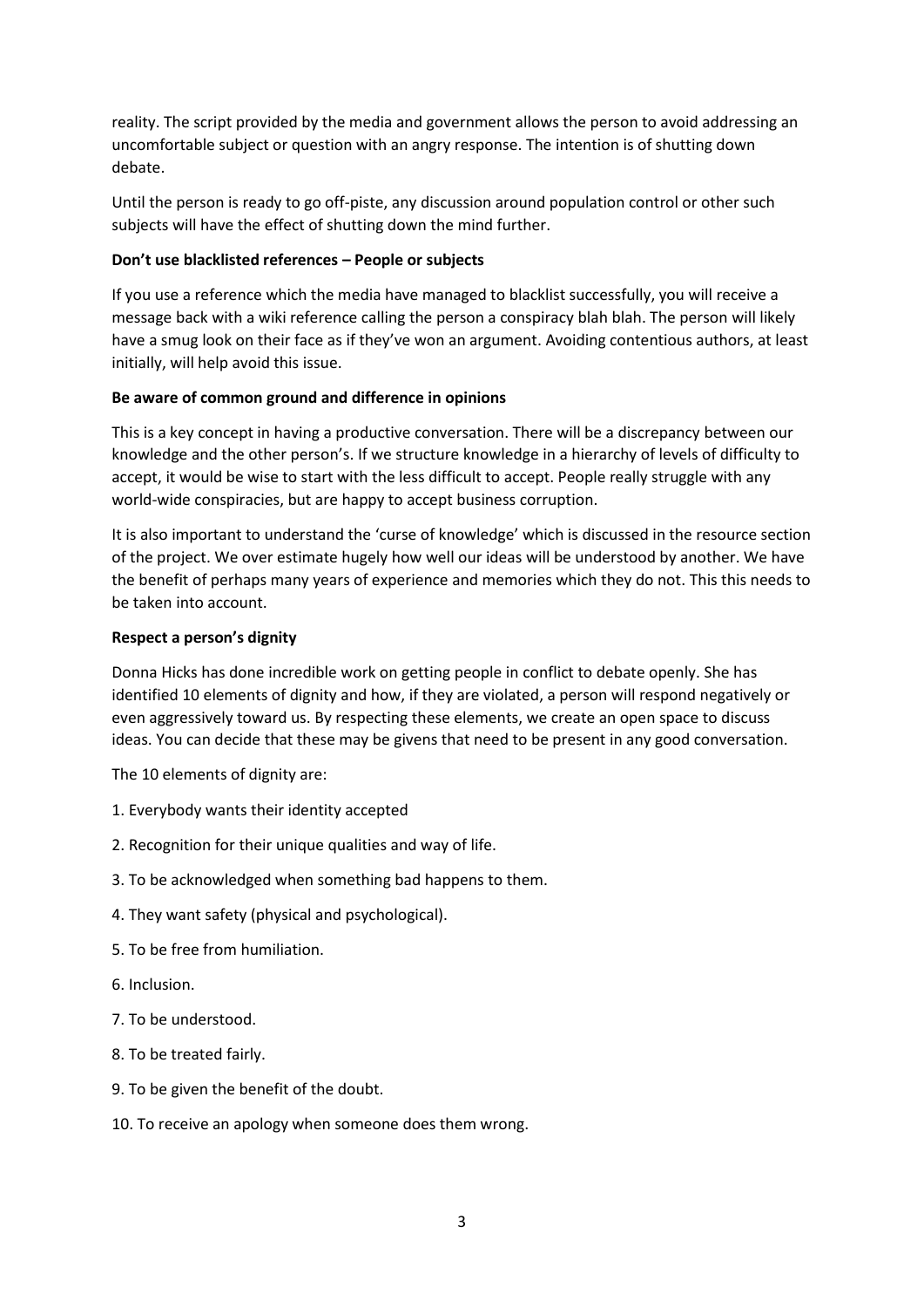reality. The script provided by the media and government allows the person to avoid addressing an uncomfortable subject or question with an angry response. The intention is of shutting down debate.

Until the person is ready to go off-piste, any discussion around population control or other such subjects will have the effect of shutting down the mind further.

**Don't use blacklisted references – People or subjects**

If you use a reference which the media have managed to blacklist successfully, you will receive a message back with a wiki reference calling the person a conspiracy blah blah. The person will likely have a smug look on their face as if they've won an argument. Avoiding contentious authors, at least initially, will help avoid this issue.

**Be aware of common ground and difference in opinions**

This is a key concept in having a productive conversation. There will be a discrepancy between our knowledge and the other person's. If we structure knowledge in a hierarchy of levels of difficulty to accept, it would be wise to start with the less difficult to accept. People really struggle with any world-wide conspiracies, but are happy to accept business corruption.

It is also important to understand the 'curse of knowledge' which is discussed in the resource section of the project. We over estimate hugely how well our ideas will be understood by another. We have the benefit of perhaps many years of experience and memories which they do not. This this needs to be taken into account.

**Respect a person's dignity**

Donna Hicks has done incredible work on getting people in conflict to debate openly. She has identified 10 elements of dignity and how, if they are violated, a person will respond negatively or even aggressively toward us. By respecting these elements, we create an open space to discuss ideas. You can decide that these may be givens that need to be present in any good conversation.

The 10 elements of dignity are:

1. Everybody wants their identity accepted
2. Recognition for their unique qualities and way of life.
3. To be acknowledged when something bad happens to them.
4. They want safety (physical and psychological).
5. To be free from humiliation.
6. Inclusion.
7. To be understood.
8. To be treated fairly.
9. To be given the benefit of the doubt.
10. To receive an apology when someone does them wrong.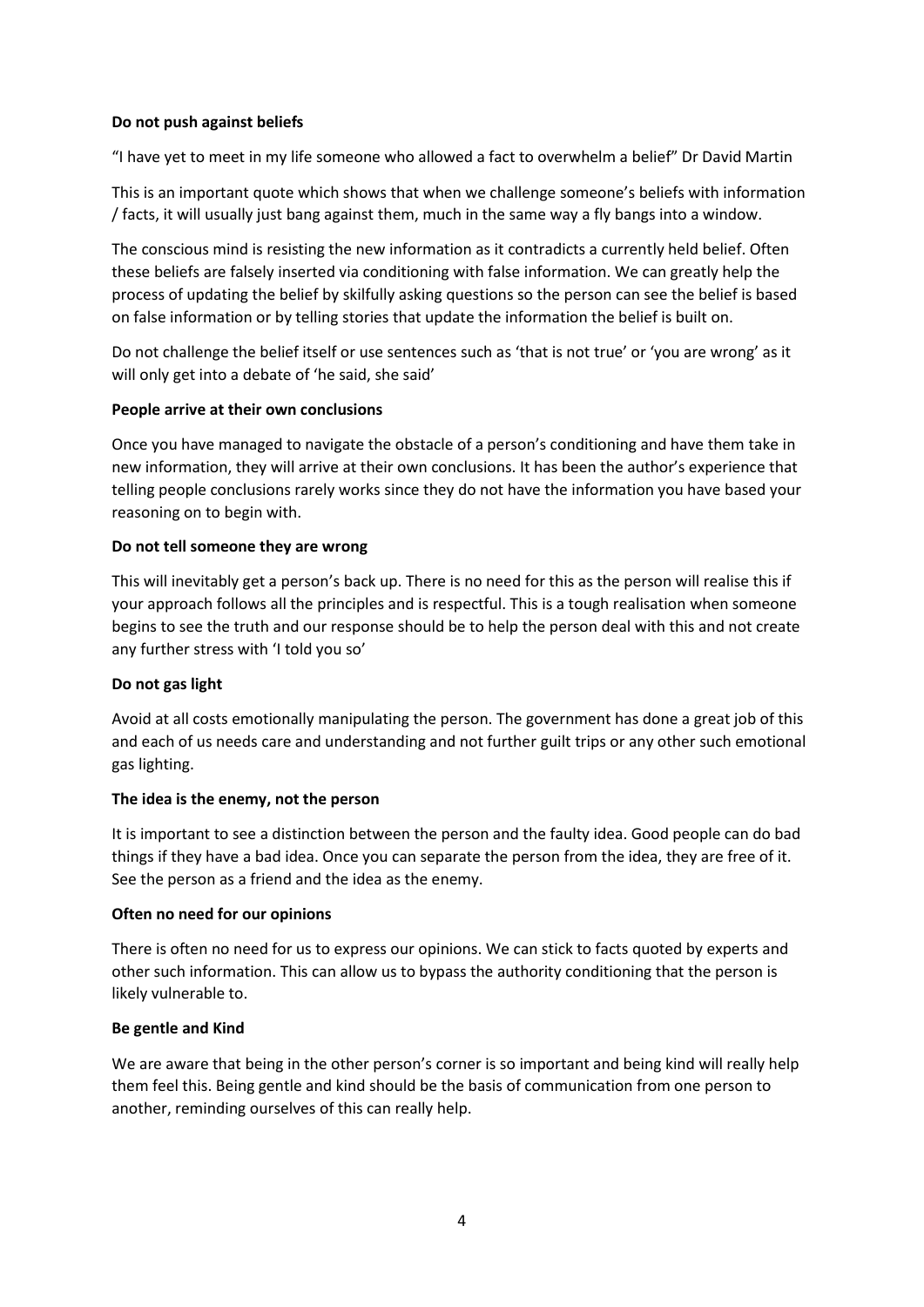**Do not push against beliefs**

"I have yet to meet in my life someone who allowed a fact to overwhelm a belief" Dr David Martin

This is an important quote which shows that when we challenge someone's beliefs with information / facts, it will usually just bang against them, much in the same way a fly bangs into a window.

The conscious mind is resisting the new information as it contradicts a currently held belief. Often these beliefs are falsely inserted via conditioning with false information. We can greatly help the process of updating the belief by skilfully asking questions so the person can see the belief is based on false information or by telling stories that update the information the belief is built on.

Do not challenge the belief itself or use sentences such as 'that is not true' or 'you are wrong' as it will only get into a debate of 'he said, she said'

**People arrive at their own conclusions**

Once you have managed to navigate the obstacle of a person's conditioning and have them take in new information, they will arrive at their own conclusions. It has been the author's experience that telling people conclusions rarely works since they do not have the information you have based your reasoning on to begin with.

**Do not tell someone they are wrong**

This will inevitably get a person's back up. There is no need for this as the person will realise this if your approach follows all the principles and is respectful. This is a tough realisation when someone begins to see the truth and our response should be to help the person deal with this and not create any further stress with 'I told you so'

**Do not gas light**

Avoid at all costs emotionally manipulating the person. The government has done a great job of this and each of us needs care and understanding and not further guilt trips or any other such emotional gas lighting.

**The idea is the enemy, not the person**

It is important to see a distinction between the person and the faulty idea. Good people can do bad things if they have a bad idea. Once you can separate the person from the idea, they are free of it. See the person as a friend and the idea as the enemy.

**Often no need for our opinions**

There is often no need for us to express our opinions. We can stick to facts quoted by experts and other such information. This can allow us to bypass the authority conditioning that the person is likely vulnerable to.

**Be gentle and Kind**

We are aware that being in the other person's corner is so important and being kind will really help them feel this. Being gentle and kind should be the basis of communication from one person to another, reminding ourselves of this can really help.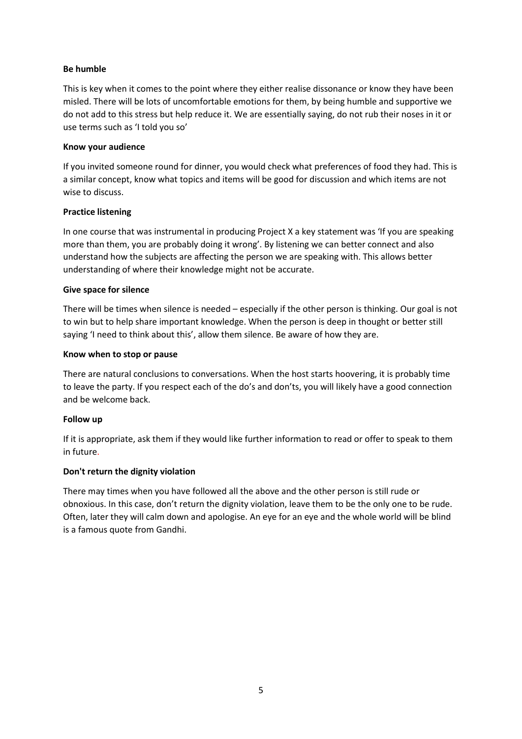**Be humble**

This is key when it comes to the point where they either realise dissonance or know they have been misled. There will be lots of uncomfortable emotions for them, by being humble and supportive we do not add to this stress but help reduce it. We are essentially saying, do not rub their noses in it or use terms such as 'I told you so'

**Know your audience**

If you invited someone round for dinner, you would check what preferences of food they had. This is a similar concept, know what topics and items will be good for discussion and which items are not wise to discuss.

**Practice listening**

In one course that was instrumental in producing Project X a key statement was 'If you are speaking more than them, you are probably doing it wrong'. By listening we can better connect and also understand how the subjects are affecting the person we are speaking with. This allows better understanding of where their knowledge might not be accurate.

**Give space for silence**

There will be times when silence is needed – especially if the other person is thinking. Our goal is not to win but to help share important knowledge. When the person is deep in thought or better still saying 'I need to think about this', allow them silence. Be aware of how they are.

**Know when to stop or pause**

There are natural conclusions to conversations. When the host starts hoovering, it is probably time to leave the party. If you respect each of the do's and don'ts, you will likely have a good connection and be welcome back.

**Follow up**

If it is appropriate, ask them if they would like further information to read or offer to speak to them in future.

**Don't return the dignity violation**

There may times when you have followed all the above and the other person is still rude or obnoxious. In this case, don't return the dignity violation, leave them to be the only one to be rude. Often, later they will calm down and apologise. An eye for an eye and the whole world will be blind is a famous quote from Gandhi.